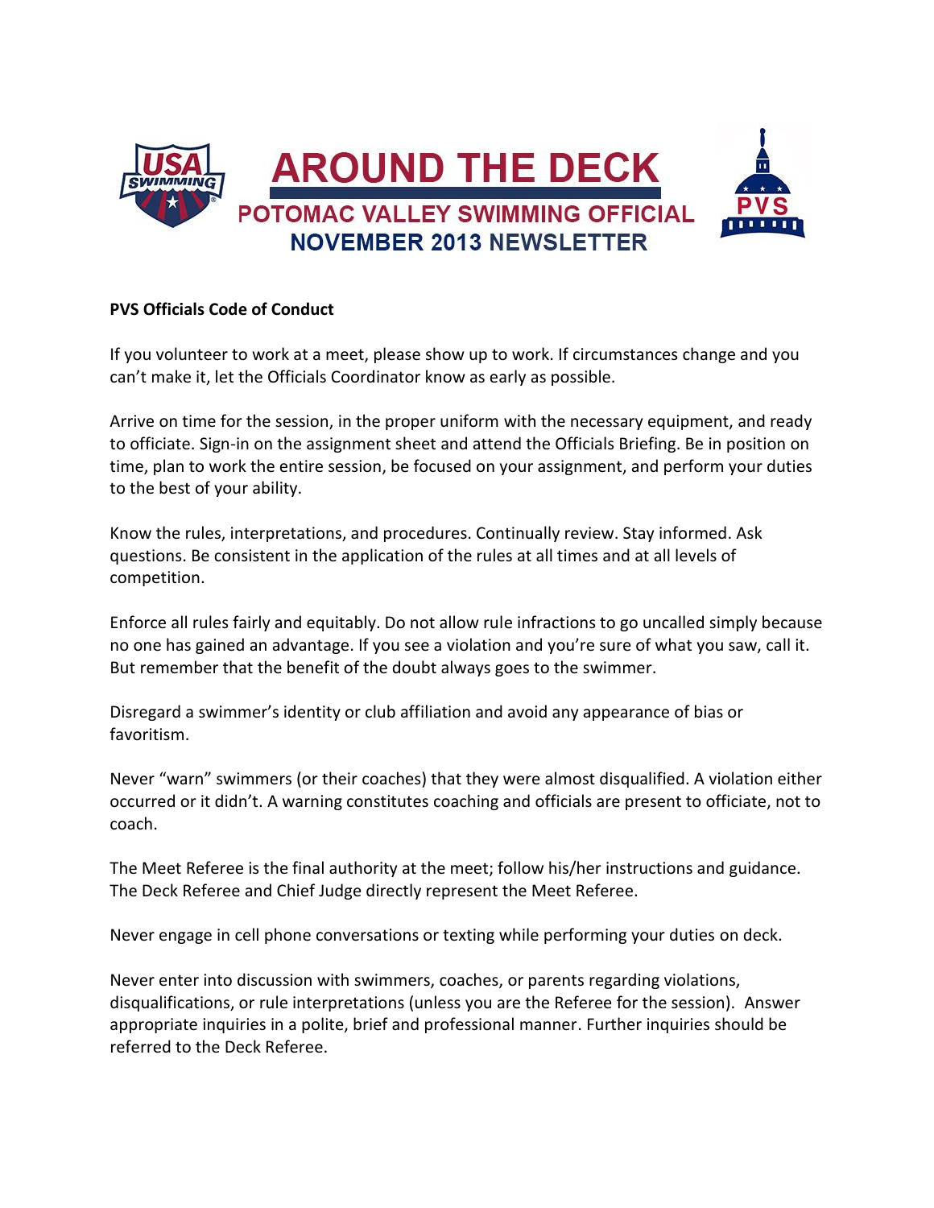# AROUND THE DECK

## POTOMAC VALLEY SWIMMING OFFICIAL

## NOVEMBER 2013 NEWSLETTER

**PVS Officials Code of Conduct**

If you volunteer to work at a meet, please show up to work. If circumstances change and you can't make it, let the Officials Coordinator know as early as possible.

Arrive on time for the session, in the proper uniform with the necessary equipment, and ready to officiate. Sign-in on the assignment sheet and attend the Officials Briefing. Be in position on time, plan to work the entire session, be focused on your assignment, and perform your duties to the best of your ability.

Know the rules, interpretations, and procedures. Continually review. Stay informed. Ask questions. Be consistent in the application of the rules at all times and at all levels of competition.

Enforce all rules fairly and equitably. Do not allow rule infractions to go uncalled simply because no one has gained an advantage. If you see a violation and you're sure of what you saw, call it. But remember that the benefit of the doubt always goes to the swimmer.

Disregard a swimmer's identity or club affiliation and avoid any appearance of bias or favoritism.

Never "warn" swimmers (or their coaches) that they were almost disqualified. A violation either occurred or it didn't. A warning constitutes coaching and officials are present to officiate, not to coach.

The Meet Referee is the final authority at the meet; follow his/her instructions and guidance. The Deck Referee and Chief Judge directly represent the Meet Referee.

Never engage in cell phone conversations or texting while performing your duties on deck.

Never enter into discussion with swimmers, coaches, or parents regarding violations, disqualifications, or rule interpretations (unless you are the Referee for the session). Answer appropriate inquiries in a polite, brief and professional manner. Further inquiries should be referred to the Deck Referee.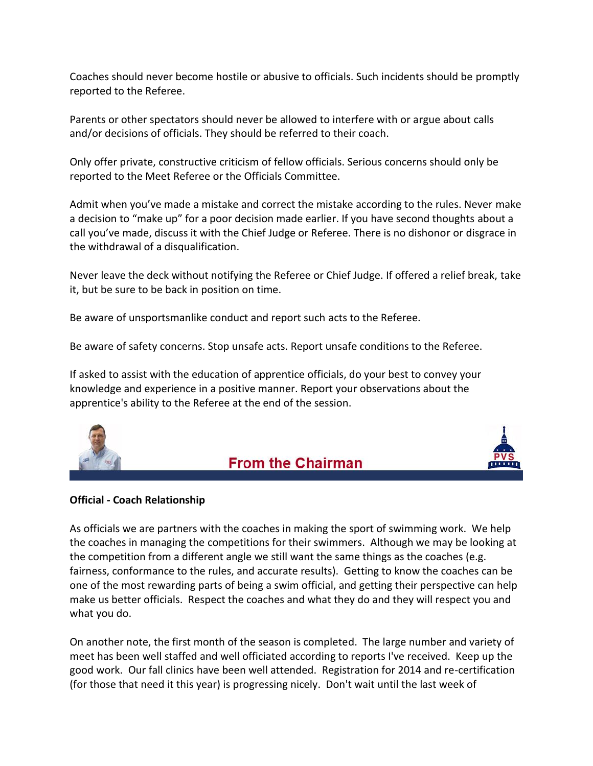Coaches should never become hostile or abusive to officials. Such incidents should be promptly reported to the Referee.

Parents or other spectators should never be allowed to interfere with or argue about calls and/or decisions of officials. They should be referred to their coach.

Only offer private, constructive criticism of fellow officials. Serious concerns should only be reported to the Meet Referee or the Officials Committee.

Admit when you've made a mistake and correct the mistake according to the rules. Never make a decision to "make up" for a poor decision made earlier. If you have second thoughts about a call you've made, discuss it with the Chief Judge or Referee. There is no dishonor or disgrace in the withdrawal of a disqualification.

Never leave the deck without notifying the Referee or Chief Judge. If offered a relief break, take it, but be sure to be back in position on time.

Be aware of unsportsmanlike conduct and report such acts to the Referee.

Be aware of safety concerns. Stop unsafe acts. Report unsafe conditions to the Referee.

If asked to assist with the education of apprentice officials, do your best to convey your knowledge and experience in a positive manner. Report your observations about the apprentice's ability to the Referee at the end of the session.

## From the Chairman

**Official - Coach Relationship**

As officials we are partners with the coaches in making the sport of swimming work. We help the coaches in managing the competitions for their swimmers. Although we may be looking at the competition from a different angle we still want the same things as the coaches (e.g. fairness, conformance to the rules, and accurate results). Getting to know the coaches can be one of the most rewarding parts of being a swim official, and getting their perspective can help make us better officials. Respect the coaches and what they do and they will respect you and what you do.

On another note, the first month of the season is completed. The large number and variety of meet has been well staffed and well officiated according to reports I've received. Keep up the good work. Our fall clinics have been well attended. Registration for 2014 and re-certification (for those that need it this year) is progressing nicely. Don't wait until the last week of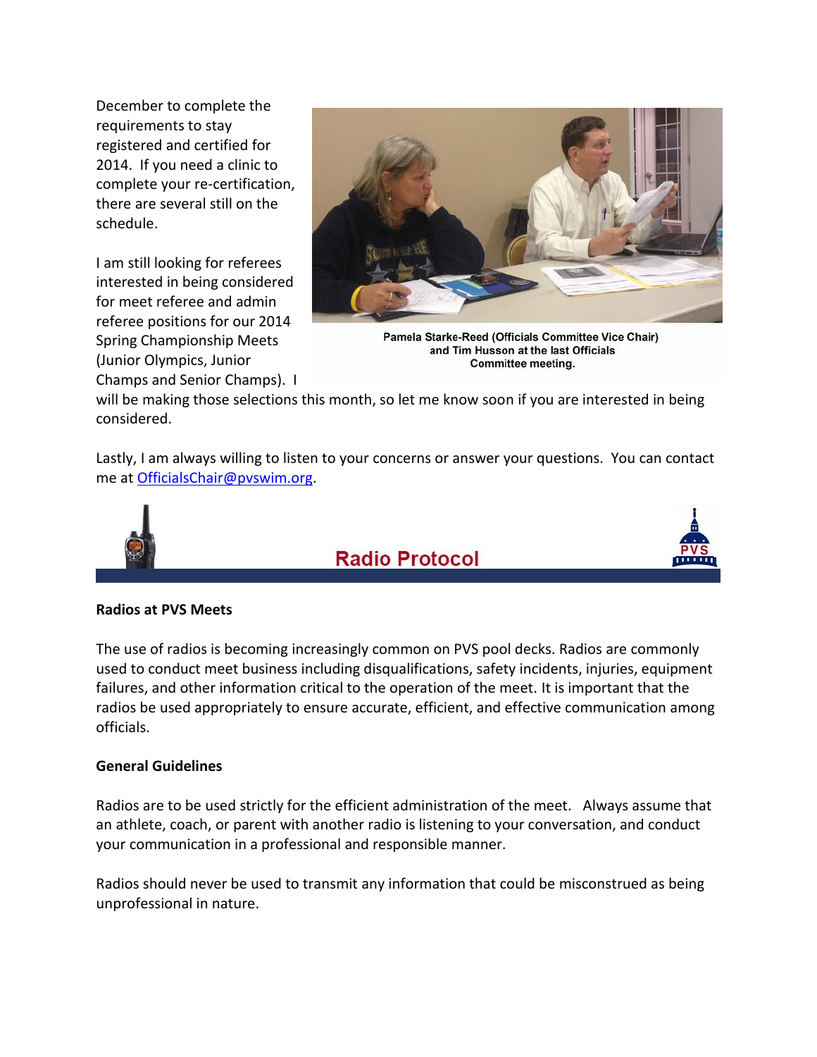December to complete the requirements to stay registered and certified for 2014. If you need a clinic to complete your re-certification, there are several still on the schedule.

I am still looking for referees interested in being considered for meet referee and admin referee positions for our 2014 Spring Championship Meets (Junior Olympics, Junior Champs and Senior Champs). I will be making those selections this month, so let me know soon if you are interested in being considered.

Pamela Starke-Reed (Officials Committee Vice Chair) and Tim Husson at the last Officials Committee meeting.

Lastly, I am always willing to listen to your concerns or answer your questions. You can contact me at OfficialsChair@pvswim.org.

## Radio Protocol

**Radios at PVS Meets**

The use of radios is becoming increasingly common on PVS pool decks. Radios are commonly used to conduct meet business including disqualifications, safety incidents, injuries, equipment failures, and other information critical to the operation of the meet. It is important that the radios be used appropriately to ensure accurate, efficient, and effective communication among officials.

**General Guidelines**

Radios are to be used strictly for the efficient administration of the meet. Always assume that an athlete, coach, or parent with another radio is listening to your conversation, and conduct your communication in a professional and responsible manner.

Radios should never be used to transmit any information that could be misconstrued as being unprofessional in nature.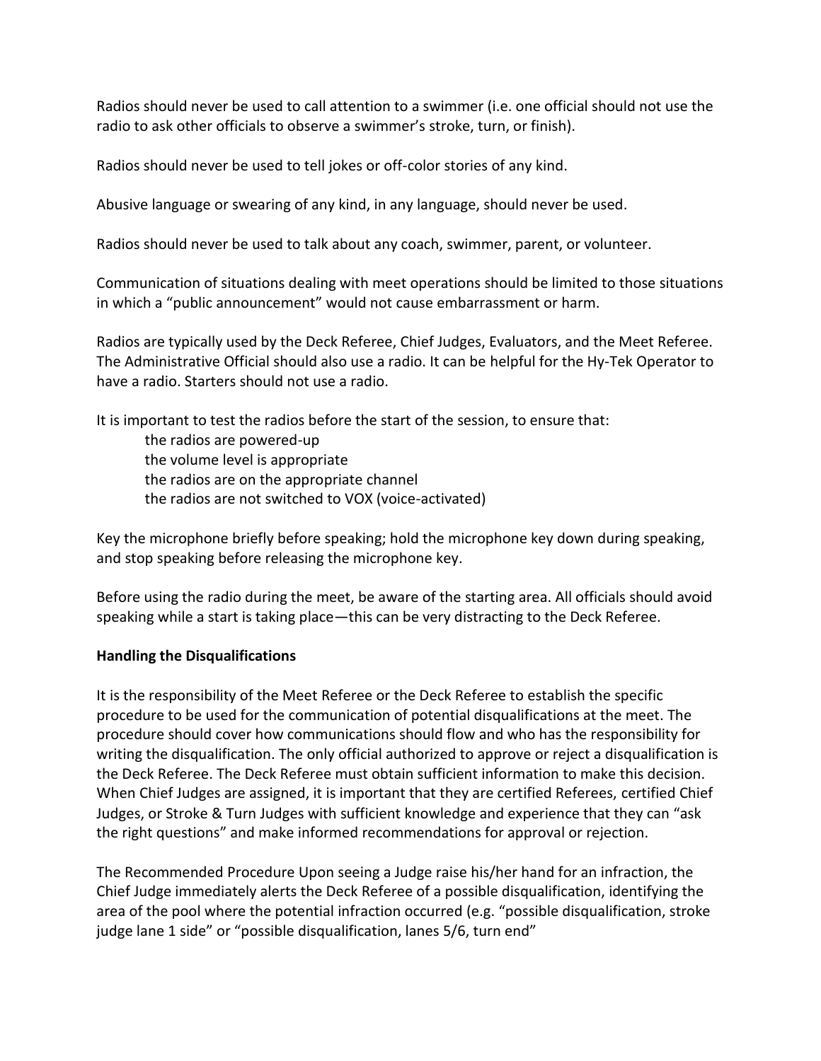Radios should never be used to call attention to a swimmer (i.e. one official should not use the radio to ask other officials to observe a swimmer's stroke, turn, or finish).

Radios should never be used to tell jokes or off-color stories of any kind.

Abusive language or swearing of any kind, in any language, should never be used.

Radios should never be used to talk about any coach, swimmer, parent, or volunteer.

Communication of situations dealing with meet operations should be limited to those situations in which a "public announcement" would not cause embarrassment or harm.

Radios are typically used by the Deck Referee, Chief Judges, Evaluators, and the Meet Referee. The Administrative Official should also use a radio. It can be helpful for the Hy-Tek Operator to have a radio. Starters should not use a radio.

It is important to test the radios before the start of the session, to ensure that:

- the radios are powered-up
- the volume level is appropriate
- the radios are on the appropriate channel
- the radios are not switched to VOX (voice-activated)

Key the microphone briefly before speaking; hold the microphone key down during speaking, and stop speaking before releasing the microphone key.

Before using the radio during the meet, be aware of the starting area. All officials should avoid speaking while a start is taking place—this can be very distracting to the Deck Referee.

**Handling the Disqualifications**

It is the responsibility of the Meet Referee or the Deck Referee to establish the specific procedure to be used for the communication of potential disqualifications at the meet. The procedure should cover how communications should flow and who has the responsibility for writing the disqualification. The only official authorized to approve or reject a disqualification is the Deck Referee. The Deck Referee must obtain sufficient information to make this decision. When Chief Judges are assigned, it is important that they are certified Referees, certified Chief Judges, or Stroke & Turn Judges with sufficient knowledge and experience that they can "ask the right questions" and make informed recommendations for approval or rejection.

The Recommended Procedure Upon seeing a Judge raise his/her hand for an infraction, the Chief Judge immediately alerts the Deck Referee of a possible disqualification, identifying the area of the pool where the potential infraction occurred (e.g. "possible disqualification, stroke judge lane 1 side" or "possible disqualification, lanes 5/6, turn end"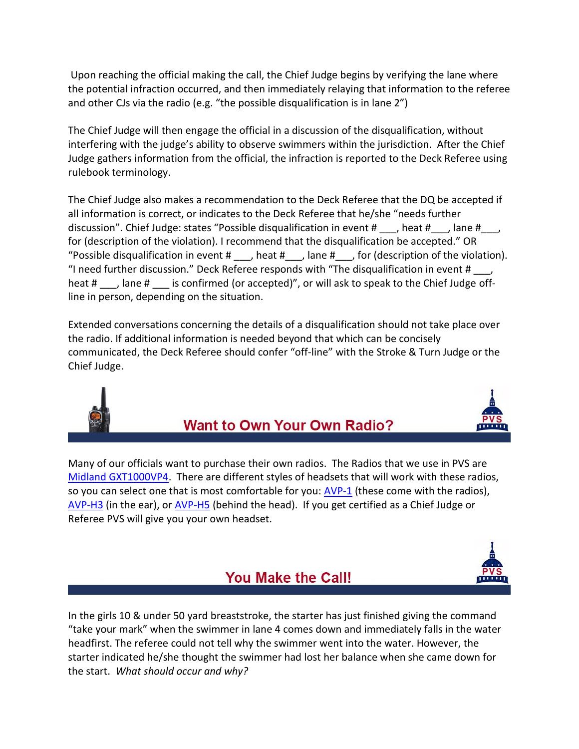Upon reaching the official making the call, the Chief Judge begins by verifying the lane where the potential infraction occurred, and then immediately relaying that information to the referee and other CJs via the radio (e.g. "the possible disqualification is in lane 2")

The Chief Judge will then engage the official in a discussion of the disqualification, without interfering with the judge's ability to observe swimmers within the jurisdiction. After the Chief Judge gathers information from the official, the infraction is reported to the Deck Referee using rulebook terminology.

The Chief Judge also makes a recommendation to the Deck Referee that the DQ be accepted if all information is correct, or indicates to the Deck Referee that he/she "needs further discussion". Chief Judge: states "Possible disqualification in event # ___, heat #___, lane #___, for (description of the violation). I recommend that the disqualification be accepted." OR "Possible disqualification in event # ___, heat #___, lane #___, for (description of the violation). "I need further discussion." Deck Referee responds with "The disqualification in event # ___, heat # ___, lane # ___ is confirmed (or accepted)", or will ask to speak to the Chief Judge off-line in person, depending on the situation.

Extended conversations concerning the details of a disqualification should not take place over the radio. If additional information is needed beyond that which can be concisely communicated, the Deck Referee should confer "off-line" with the Stroke & Turn Judge or the Chief Judge.

## Want to Own Your Own Radio?

Many of our officials want to purchase their own radios. The Radios that we use in PVS are Midland GXT1000VP4. There are different styles of headsets that will work with these radios, so you can select one that is most comfortable for you: AVP-1 (these come with the radios), AVP-H3 (in the ear), or AVP-H5 (behind the head). If you get certified as a Chief Judge or Referee PVS will give you your own headset.

## You Make the Call!

In the girls 10 & under 50 yard breaststroke, the starter has just finished giving the command "take your mark" when the swimmer in lane 4 comes down and immediately falls in the water headfirst. The referee could not tell why the swimmer went into the water. However, the starter indicated he/she thought the swimmer had lost her balance when she came down for the start. *What should occur and why?*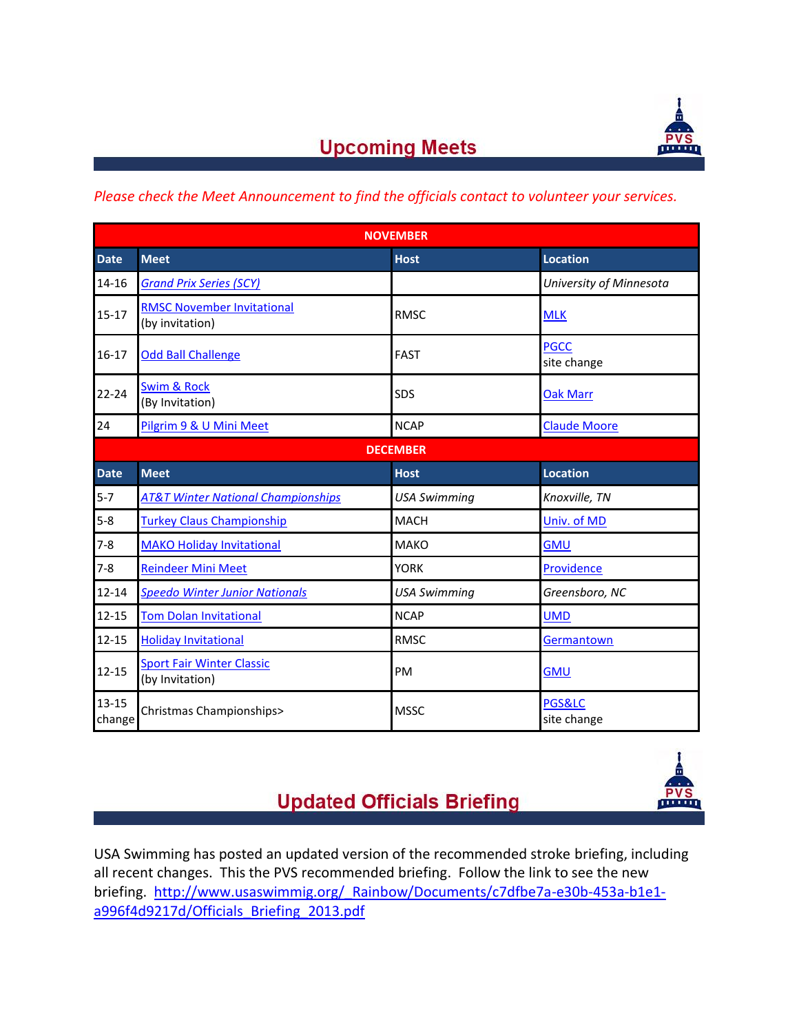## Upcoming Meets

*Please check the Meet Announcement to find the officials contact to volunteer your services.*

| Date | Meet | Host | Location |
|---|---|---|---|
| **NOVEMBER** | | | |
| 14-16 | *Grand Prix Series (SCY)* | | *University of Minnesota* |
| 15-17 | RMSC November Invitational (by invitation) | RMSC | MLK |
| 16-17 | Odd Ball Challenge | FAST | PGCC site change |
| 22-24 | Swim & Rock (By Invitation) | SDS | Oak Marr |
| 24 | Pilgrim 9 & U Mini Meet | NCAP | Claude Moore |
| **DECEMBER** | | | |
| 5-7 | *AT&T Winter National Championships* | *USA Swimming* | *Knoxville, TN* |
| 5-8 | Turkey Claus Championship | MACH | Univ. of MD |
| 7-8 | MAKO Holiday Invitational | MAKO | GMU |
| 7-8 | Reindeer Mini Meet | YORK | Providence |
| 12-14 | *Speedo Winter Junior Nationals* | *USA Swimming* | *Greensboro, NC* |
| 12-15 | Tom Dolan Invitational | NCAP | UMD |
| 12-15 | Holiday Invitational | RMSC | Germantown |
| 12-15 | Sport Fair Winter Classic (by Invitation) | PM | GMU |
| 13-15 change | Christmas Championships> | MSSC | PGS&LC site change |

## Updated Officials Briefing

USA Swimming has posted an updated version of the recommended stroke briefing, including all recent changes. This the PVS recommended briefing. Follow the link to see the new briefing. http://www.usaswimmig.org/_Rainbow/Documents/c7dfbe7a-e30b-453a-b1e1-a996f4d9217d/Officials_Briefing_2013.pdf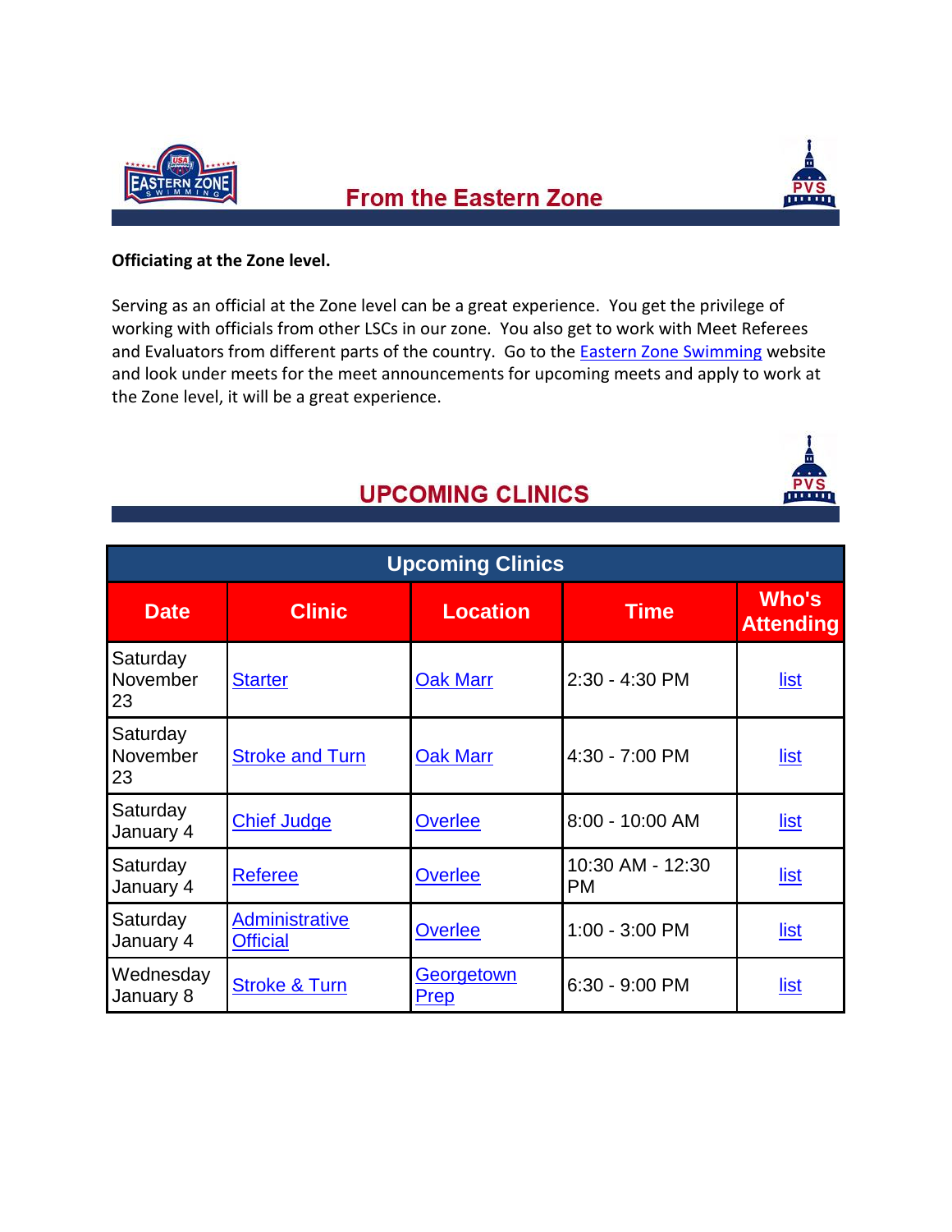## From the Eastern Zone

**Officiating at the Zone level.**

Serving as an official at the Zone level can be a great experience. You get the privilege of working with officials from other LSCs in our zone. You also get to work with Meet Referees and Evaluators from different parts of the country. Go to the Eastern Zone Swimming website and look under meets for the meet announcements for upcoming meets and apply to work at the Zone level, it will be a great experience.

## UPCOMING CLINICS

| Upcoming Clinics | | | | |
|---|---|---|---|---|
| **Date** | **Clinic** | **Location** | **Time** | **Who's Attending** |
| Saturday November 23 | Starter | Oak Marr | 2:30 - 4:30 PM | list |
| Saturday November 23 | Stroke and Turn | Oak Marr | 4:30 - 7:00 PM | list |
| Saturday January 4 | Chief Judge | Overlee | 8:00 - 10:00 AM | list |
| Saturday January 4 | Referee | Overlee | 10:30 AM - 12:30 PM | list |
| Saturday January 4 | Administrative Official | Overlee | 1:00 - 3:00 PM | list |
| Wednesday January 8 | Stroke & Turn | Georgetown Prep | 6:30 - 9:00 PM | list |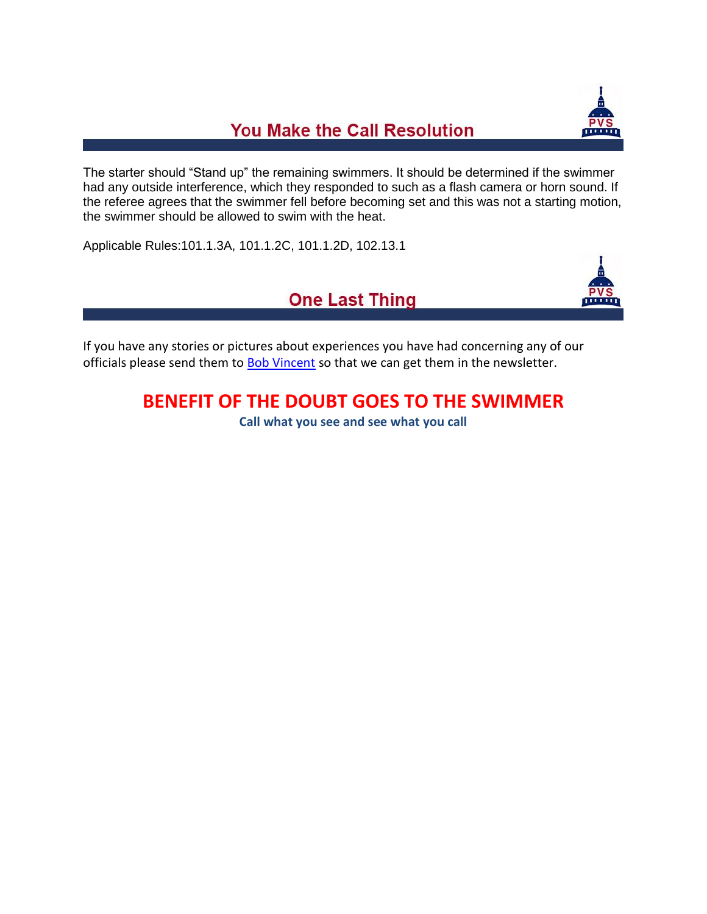## You Make the Call Resolution

The starter should “Stand up” the remaining swimmers. It should be determined if the swimmer had any outside interference, which they responded to such as a flash camera or horn sound. If the referee agrees that the swimmer fell before becoming set and this was not a starting motion, the swimmer should be allowed to swim with the heat.

Applicable Rules:101.1.3A, 101.1.2C, 101.1.2D, 102.13.1

## One Last Thing

If you have any stories or pictures about experiences you have had concerning any of our officials please send them to Bob Vincent so that we can get them in the newsletter.

**BENEFIT OF THE DOUBT GOES TO THE SWIMMER**

**Call what you see and see what you call**